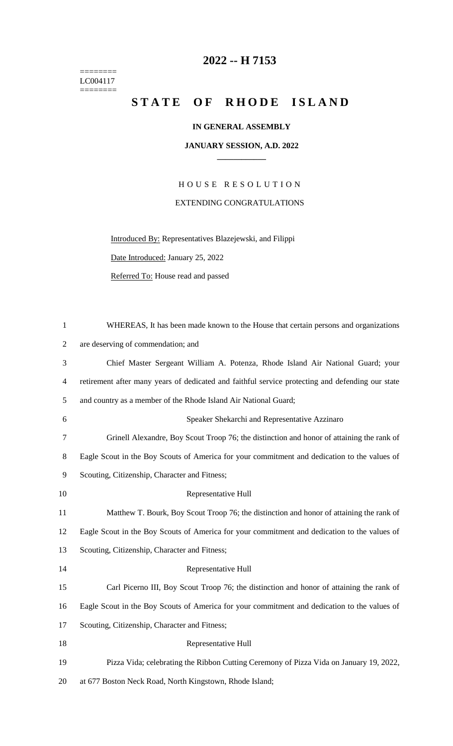========
LC004117
========

# 2022 -- H 7153

# STATE OF RHODE ISLAND

**IN GENERAL ASSEMBLY**

**JANUARY SESSION, A.D. 2022**

HOUSE RESOLUTION

EXTENDING CONGRATULATIONS

Introduced By: Representatives Blazejewski, and Filippi

Date Introduced: January 25, 2022

Referred To: House read and passed

WHEREAS, It has been made known to the House that certain persons and organizations are deserving of commendation; and

Chief Master Sergeant William A. Potenza, Rhode Island Air National Guard; your retirement after many years of dedicated and faithful service protecting and defending our state and country as a member of the Rhode Island Air National Guard;

Speaker Shekarchi and Representative Azzinaro

Grinell Alexandre, Boy Scout Troop 76; the distinction and honor of attaining the rank of Eagle Scout in the Boy Scouts of America for your commitment and dedication to the values of Scouting, Citizenship, Character and Fitness;

Representative Hull

Matthew T. Bourk, Boy Scout Troop 76; the distinction and honor of attaining the rank of Eagle Scout in the Boy Scouts of America for your commitment and dedication to the values of Scouting, Citizenship, Character and Fitness;

Representative Hull

Carl Picerno III, Boy Scout Troop 76; the distinction and honor of attaining the rank of Eagle Scout in the Boy Scouts of America for your commitment and dedication to the values of Scouting, Citizenship, Character and Fitness;

Representative Hull

Pizza Vida; celebrating the Ribbon Cutting Ceremony of Pizza Vida on January 19, 2022, at 677 Boston Neck Road, North Kingstown, Rhode Island;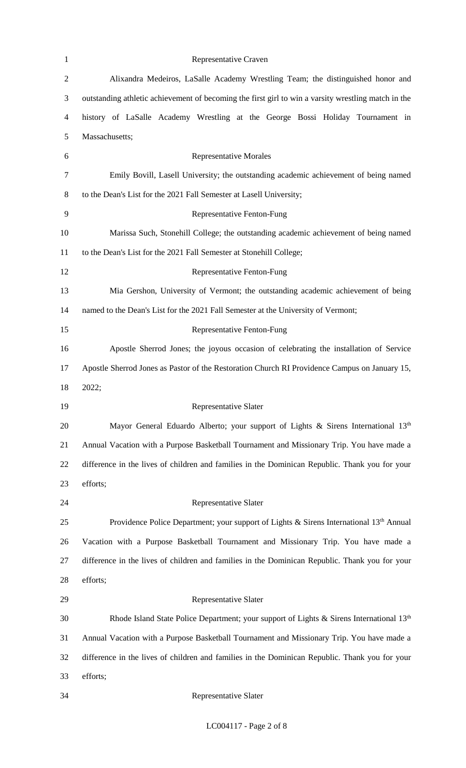Representative Craven

Alixandra Medeiros, LaSalle Academy Wrestling Team; the distinguished honor and outstanding athletic achievement of becoming the first girl to win a varsity wrestling match in the history of LaSalle Academy Wrestling at the George Bossi Holiday Tournament in Massachusetts;

Representative Morales

Emily Bovill, Lasell University; the outstanding academic achievement of being named to the Dean's List for the 2021 Fall Semester at Lasell University;

Representative Fenton-Fung

Marissa Such, Stonehill College; the outstanding academic achievement of being named to the Dean's List for the 2021 Fall Semester at Stonehill College;

Representative Fenton-Fung

Mia Gershon, University of Vermont; the outstanding academic achievement of being named to the Dean's List for the 2021 Fall Semester at the University of Vermont;

Representative Fenton-Fung

Apostle Sherrod Jones; the joyous occasion of celebrating the installation of Service Apostle Sherrod Jones as Pastor of the Restoration Church RI Providence Campus on January 15, 2022;

Representative Slater

Mayor General Eduardo Alberto; your support of Lights & Sirens International 13th Annual Vacation with a Purpose Basketball Tournament and Missionary Trip. You have made a difference in the lives of children and families in the Dominican Republic. Thank you for your efforts;

Representative Slater

Providence Police Department; your support of Lights & Sirens International 13th Annual Vacation with a Purpose Basketball Tournament and Missionary Trip. You have made a difference in the lives of children and families in the Dominican Republic. Thank you for your efforts;

Representative Slater

Rhode Island State Police Department; your support of Lights & Sirens International 13th Annual Vacation with a Purpose Basketball Tournament and Missionary Trip. You have made a difference in the lives of children and families in the Dominican Republic. Thank you for your efforts;

Representative Slater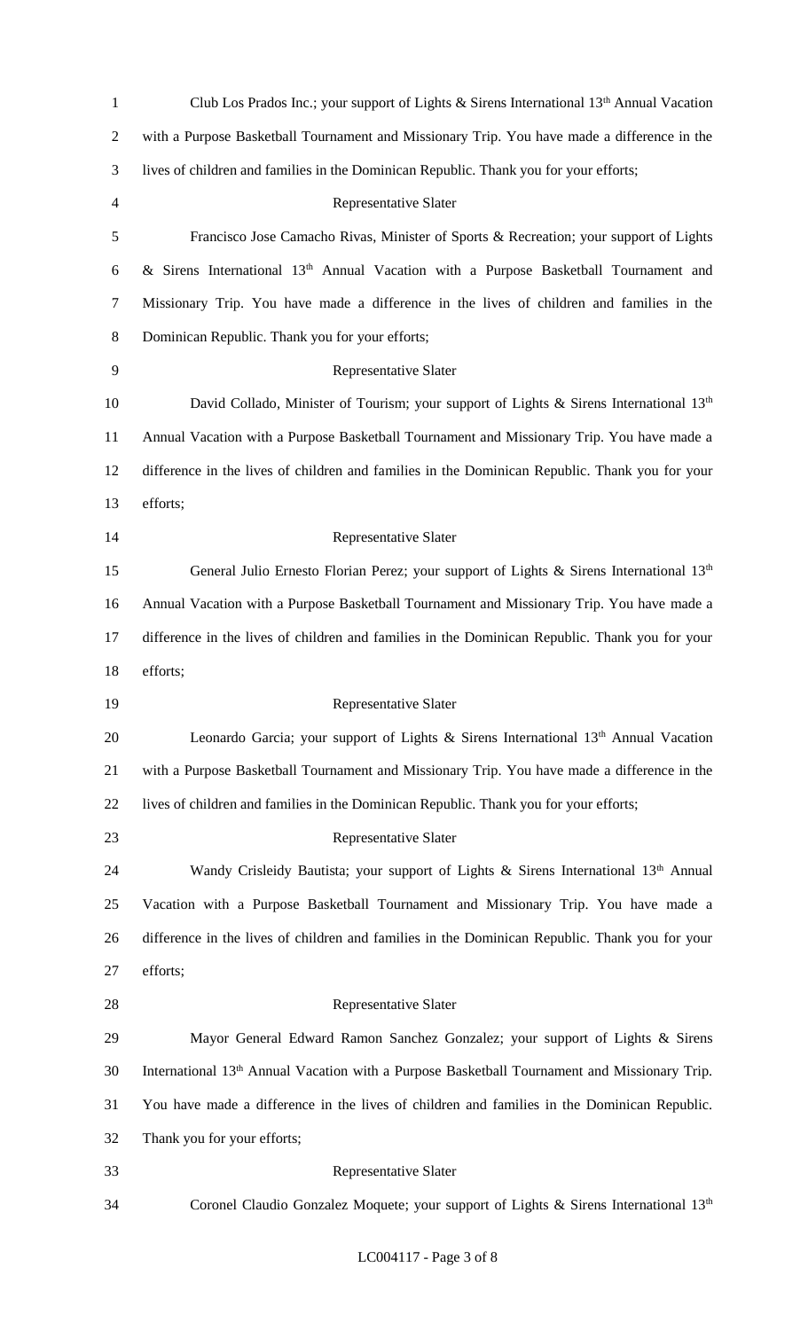Club Los Prados Inc.; your support of Lights & Sirens International 13th Annual Vacation with a Purpose Basketball Tournament and Missionary Trip. You have made a difference in the lives of children and families in the Dominican Republic. Thank you for your efforts;

Representative Slater

Francisco Jose Camacho Rivas, Minister of Sports & Recreation; your support of Lights & Sirens International 13th Annual Vacation with a Purpose Basketball Tournament and Missionary Trip. You have made a difference in the lives of children and families in the Dominican Republic. Thank you for your efforts;

Representative Slater

David Collado, Minister of Tourism; your support of Lights & Sirens International 13th Annual Vacation with a Purpose Basketball Tournament and Missionary Trip. You have made a difference in the lives of children and families in the Dominican Republic. Thank you for your efforts;

Representative Slater

General Julio Ernesto Florian Perez; your support of Lights & Sirens International 13th Annual Vacation with a Purpose Basketball Tournament and Missionary Trip. You have made a difference in the lives of children and families in the Dominican Republic. Thank you for your efforts;

Representative Slater

Leonardo Garcia; your support of Lights & Sirens International 13th Annual Vacation with a Purpose Basketball Tournament and Missionary Trip. You have made a difference in the lives of children and families in the Dominican Republic. Thank you for your efforts;

Representative Slater

Wandy Crisleidy Bautista; your support of Lights & Sirens International 13th Annual Vacation with a Purpose Basketball Tournament and Missionary Trip. You have made a difference in the lives of children and families in the Dominican Republic. Thank you for your efforts;

Representative Slater

Mayor General Edward Ramon Sanchez Gonzalez; your support of Lights & Sirens International 13th Annual Vacation with a Purpose Basketball Tournament and Missionary Trip. You have made a difference in the lives of children and families in the Dominican Republic. Thank you for your efforts;

Representative Slater

Coronel Claudio Gonzalez Moquete; your support of Lights & Sirens International 13th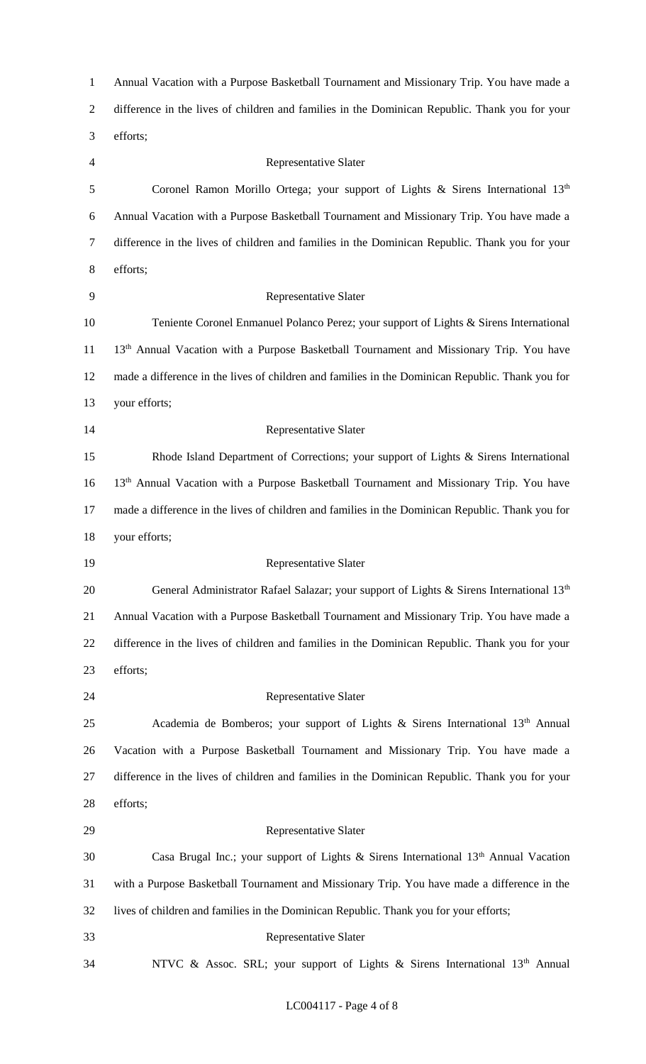Annual Vacation with a Purpose Basketball Tournament and Missionary Trip. You have made a difference in the lives of children and families in the Dominican Republic. Thank you for your efforts;

Representative Slater

Coronel Ramon Morillo Ortega; your support of Lights & Sirens International 13th Annual Vacation with a Purpose Basketball Tournament and Missionary Trip. You have made a difference in the lives of children and families in the Dominican Republic. Thank you for your efforts;

Representative Slater

Teniente Coronel Enmanuel Polanco Perez; your support of Lights & Sirens International 13th Annual Vacation with a Purpose Basketball Tournament and Missionary Trip. You have made a difference in the lives of children and families in the Dominican Republic. Thank you for your efforts;

Representative Slater

Rhode Island Department of Corrections; your support of Lights & Sirens International 13th Annual Vacation with a Purpose Basketball Tournament and Missionary Trip. You have made a difference in the lives of children and families in the Dominican Republic. Thank you for your efforts;

Representative Slater

General Administrator Rafael Salazar; your support of Lights & Sirens International 13th Annual Vacation with a Purpose Basketball Tournament and Missionary Trip. You have made a difference in the lives of children and families in the Dominican Republic. Thank you for your efforts;

Representative Slater

Academia de Bomberos; your support of Lights & Sirens International 13th Annual Vacation with a Purpose Basketball Tournament and Missionary Trip. You have made a difference in the lives of children and families in the Dominican Republic. Thank you for your efforts;

Representative Slater

Casa Brugal Inc.; your support of Lights & Sirens International 13th Annual Vacation with a Purpose Basketball Tournament and Missionary Trip. You have made a difference in the lives of children and families in the Dominican Republic. Thank you for your efforts;

Representative Slater

NTVC & Assoc. SRL; your support of Lights & Sirens International 13th Annual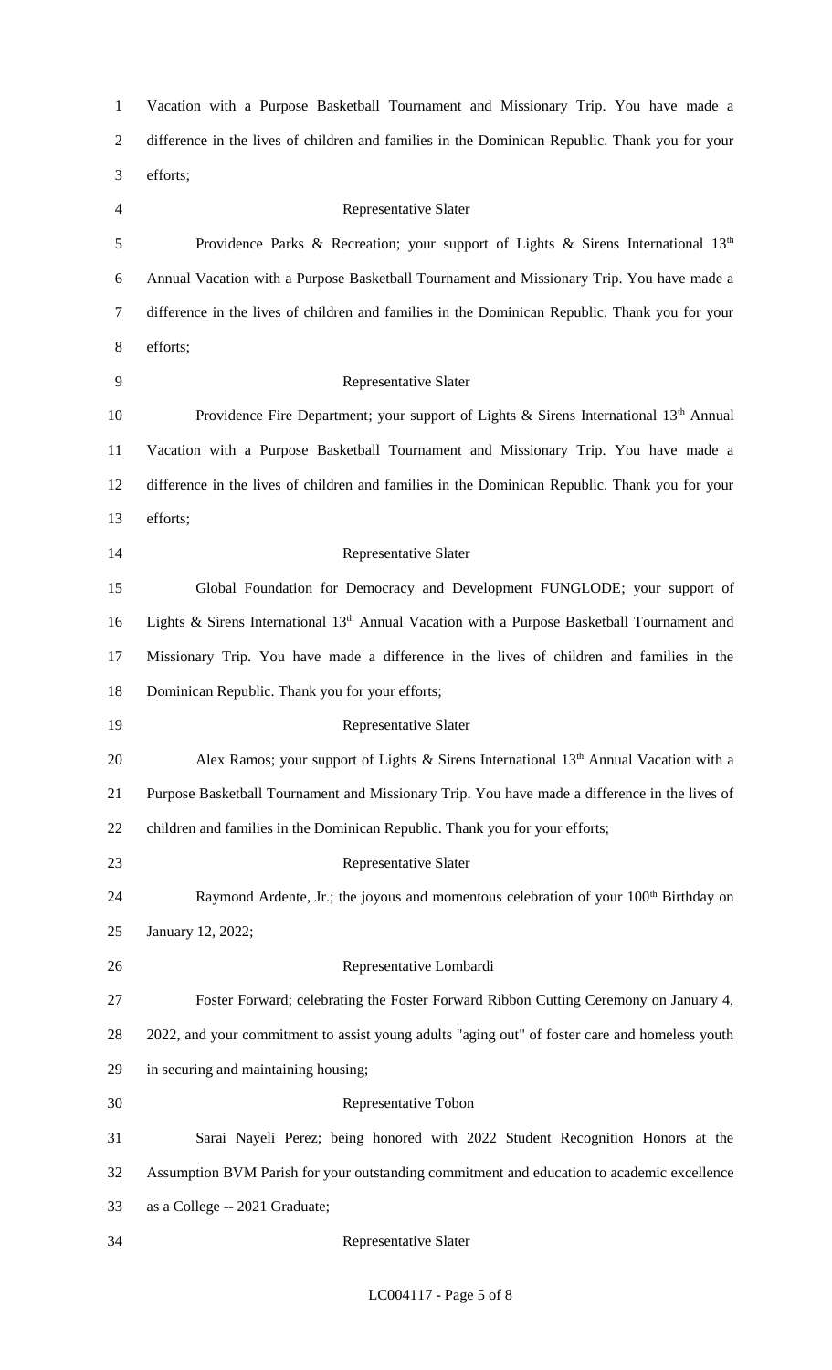Vacation with a Purpose Basketball Tournament and Missionary Trip. You have made a difference in the lives of children and families in the Dominican Republic. Thank you for your efforts;

Representative Slater

Providence Parks & Recreation; your support of Lights & Sirens International 13th Annual Vacation with a Purpose Basketball Tournament and Missionary Trip. You have made a difference in the lives of children and families in the Dominican Republic. Thank you for your efforts;

Representative Slater

Providence Fire Department; your support of Lights & Sirens International 13th Annual Vacation with a Purpose Basketball Tournament and Missionary Trip. You have made a difference in the lives of children and families in the Dominican Republic. Thank you for your efforts;

Representative Slater

Global Foundation for Democracy and Development FUNGLODE; your support of Lights & Sirens International 13th Annual Vacation with a Purpose Basketball Tournament and Missionary Trip. You have made a difference in the lives of children and families in the Dominican Republic. Thank you for your efforts;

Representative Slater

Alex Ramos; your support of Lights & Sirens International 13th Annual Vacation with a Purpose Basketball Tournament and Missionary Trip. You have made a difference in the lives of children and families in the Dominican Republic. Thank you for your efforts;

Representative Slater

Raymond Ardente, Jr.; the joyous and momentous celebration of your 100th Birthday on January 12, 2022;

Representative Lombardi

Foster Forward; celebrating the Foster Forward Ribbon Cutting Ceremony on January 4, 2022, and your commitment to assist young adults "aging out" of foster care and homeless youth in securing and maintaining housing;

Representative Tobon

Sarai Nayeli Perez; being honored with 2022 Student Recognition Honors at the Assumption BVM Parish for your outstanding commitment and education to academic excellence as a College -- 2021 Graduate;

Representative Slater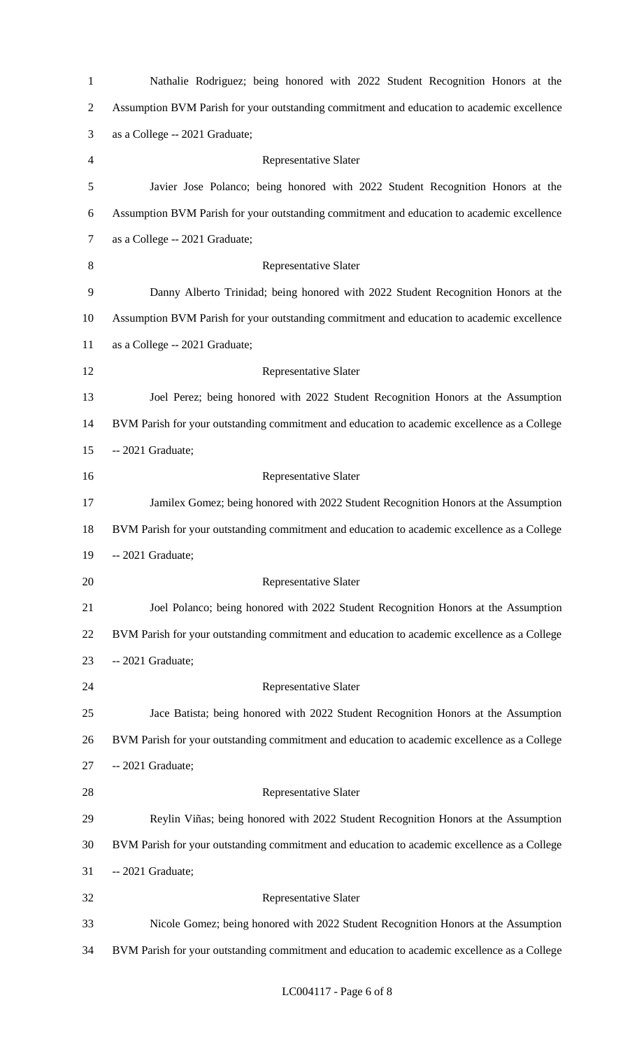Nathalie Rodriguez; being honored with 2022 Student Recognition Honors at the Assumption BVM Parish for your outstanding commitment and education to academic excellence as a College -- 2021 Graduate;

Representative Slater

Javier Jose Polanco; being honored with 2022 Student Recognition Honors at the Assumption BVM Parish for your outstanding commitment and education to academic excellence as a College -- 2021 Graduate;

Representative Slater

Danny Alberto Trinidad; being honored with 2022 Student Recognition Honors at the Assumption BVM Parish for your outstanding commitment and education to academic excellence as a College -- 2021 Graduate;

Representative Slater

Joel Perez; being honored with 2022 Student Recognition Honors at the Assumption BVM Parish for your outstanding commitment and education to academic excellence as a College -- 2021 Graduate;

Representative Slater

Jamilex Gomez; being honored with 2022 Student Recognition Honors at the Assumption BVM Parish for your outstanding commitment and education to academic excellence as a College -- 2021 Graduate;

Representative Slater

Joel Polanco; being honored with 2022 Student Recognition Honors at the Assumption BVM Parish for your outstanding commitment and education to academic excellence as a College -- 2021 Graduate;

Representative Slater

Jace Batista; being honored with 2022 Student Recognition Honors at the Assumption BVM Parish for your outstanding commitment and education to academic excellence as a College -- 2021 Graduate;

Representative Slater

Reylin Viñas; being honored with 2022 Student Recognition Honors at the Assumption BVM Parish for your outstanding commitment and education to academic excellence as a College -- 2021 Graduate;

Representative Slater

Nicole Gomez; being honored with 2022 Student Recognition Honors at the Assumption BVM Parish for your outstanding commitment and education to academic excellence as a College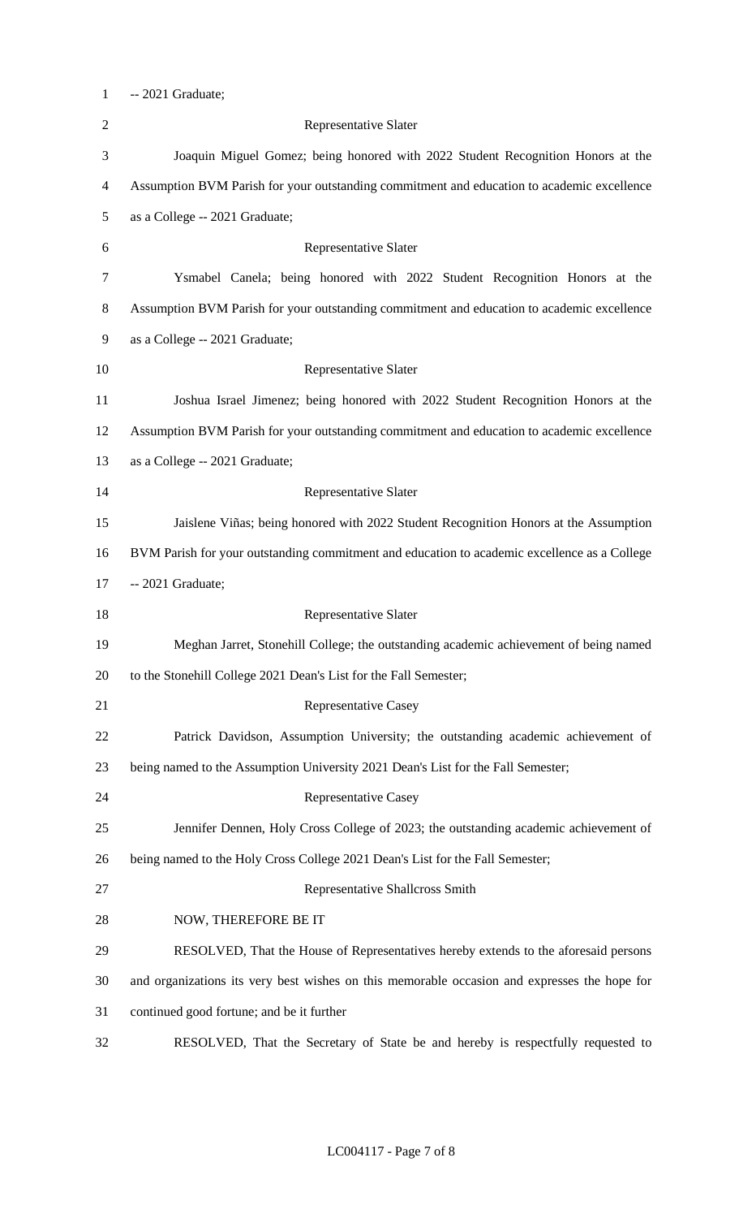-- 2021 Graduate;

Representative Slater

Joaquin Miguel Gomez; being honored with 2022 Student Recognition Honors at the Assumption BVM Parish for your outstanding commitment and education to academic excellence as a College -- 2021 Graduate;

Representative Slater

Ysmabel Canela; being honored with 2022 Student Recognition Honors at the Assumption BVM Parish for your outstanding commitment and education to academic excellence as a College -- 2021 Graduate;

Representative Slater

Joshua Israel Jimenez; being honored with 2022 Student Recognition Honors at the Assumption BVM Parish for your outstanding commitment and education to academic excellence as a College -- 2021 Graduate;

Representative Slater

Jaislene Viñas; being honored with 2022 Student Recognition Honors at the Assumption BVM Parish for your outstanding commitment and education to academic excellence as a College -- 2021 Graduate;

Representative Slater

Meghan Jarret, Stonehill College; the outstanding academic achievement of being named to the Stonehill College 2021 Dean's List for the Fall Semester;

Representative Casey

Patrick Davidson, Assumption University; the outstanding academic achievement of being named to the Assumption University 2021 Dean's List for the Fall Semester;

Representative Casey

Jennifer Dennen, Holy Cross College of 2023; the outstanding academic achievement of being named to the Holy Cross College 2021 Dean's List for the Fall Semester;

Representative Shallcross Smith

NOW, THEREFORE BE IT

RESOLVED, That the House of Representatives hereby extends to the aforesaid persons and organizations its very best wishes on this memorable occasion and expresses the hope for continued good fortune; and be it further

RESOLVED, That the Secretary of State be and hereby is respectfully requested to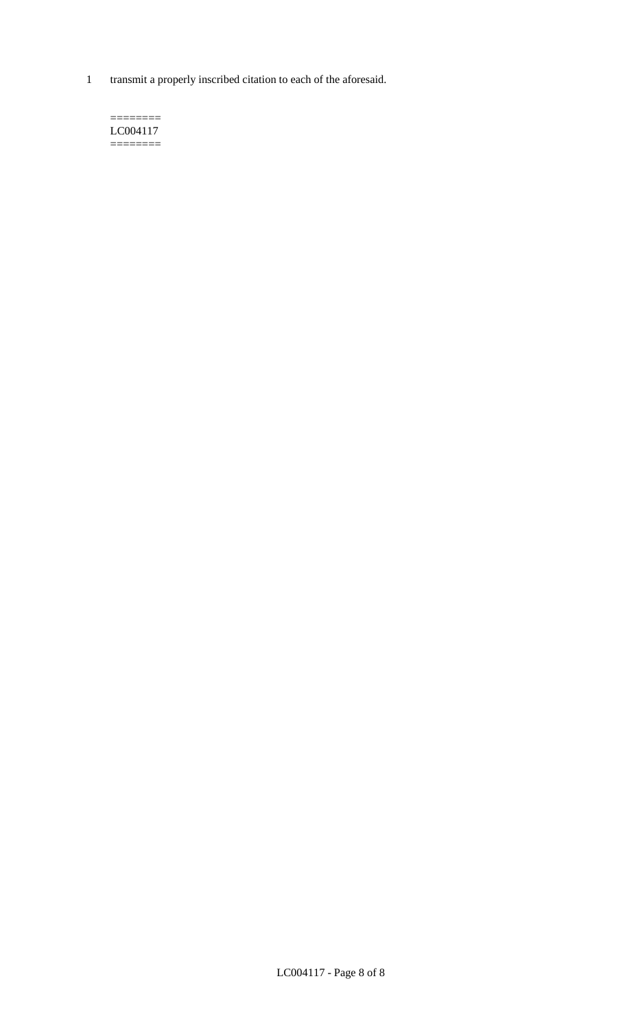1 transmit a properly inscribed citation to each of the aforesaid.

========
LC004117
========